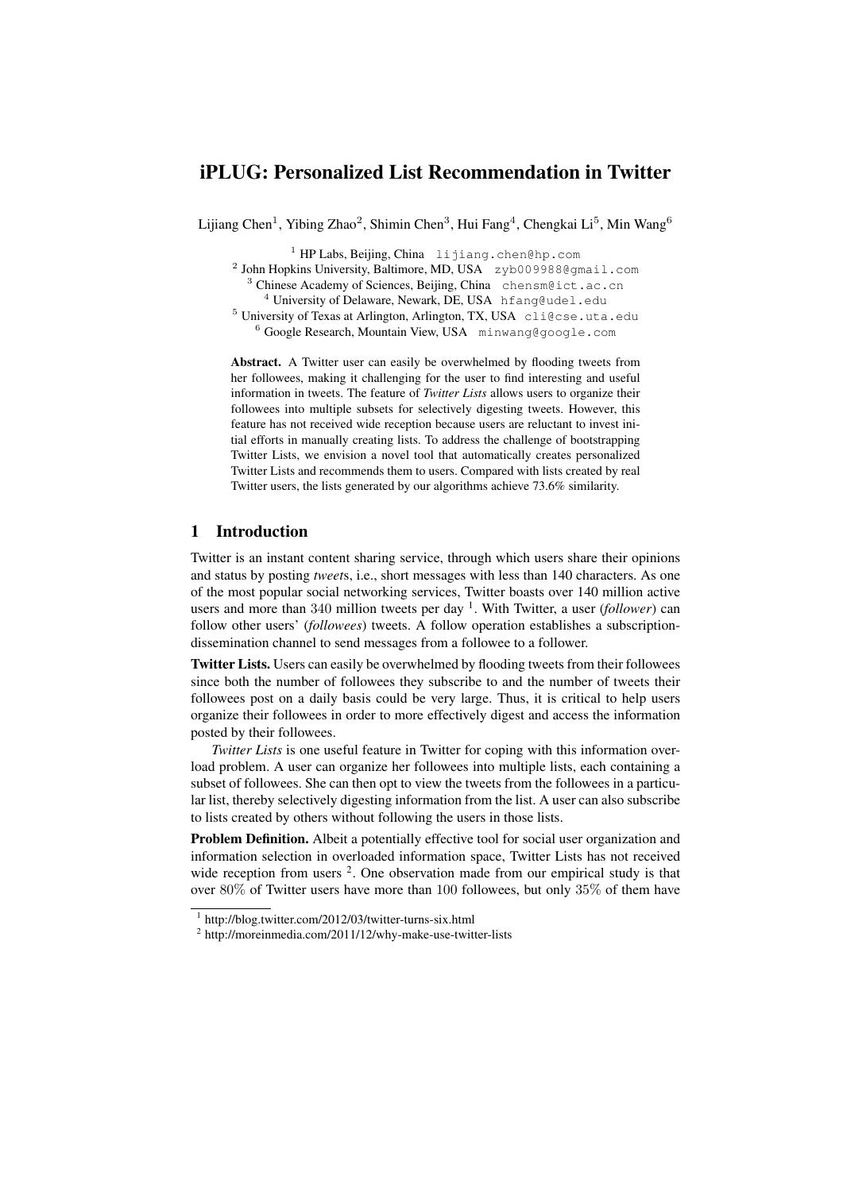# iPLUG: Personalized List Recommendation in Twitter

Lijiang Chen[1], Yibing Zhao[2], Shimin Chen[3], Hui Fang[4], Chengkai Li[5], Min Wang[6]

[1] HP Labs, Beijing, China lijiang.chen@hp.com
[2] John Hopkins University, Baltimore, MD, USA zyb009988@gmail.com
[3] Chinese Academy of Sciences, Beijing, China chensm@ict.ac.cn
[4] University of Delaware, Newark, DE, USA hfang@udel.edu
[5] University of Texas at Arlington, Arlington, TX, USA cli@cse.uta.edu
[6] Google Research, Mountain View, USA minwang@google.com

**Abstract.** A Twitter user can easily be overwhelmed by flooding tweets from her followees, making it challenging for the user to find interesting and useful information in tweets. The feature of *Twitter Lists* allows users to organize their followees into multiple subsets for selectively digesting tweets. However, this feature has not received wide reception because users are reluctant to invest initial efforts in manually creating lists. To address the challenge of bootstrapping Twitter Lists, we envision a novel tool that automatically creates personalized Twitter Lists and recommends them to users. Compared with lists created by real Twitter users, the lists generated by our algorithms achieve 73.6% similarity.

## 1 Introduction

Twitter is an instant content sharing service, through which users share their opinions and status by posting *tweet*s, i.e., short messages with less than 140 characters. As one of the most popular social networking services, Twitter boasts over 140 million active users and more than 340 million tweets per day [1]. With Twitter, a user (*follower*) can follow other users' (*followees*) tweets. A follow operation establishes a subscription-dissemination channel to send messages from a followee to a follower.

**Twitter Lists.** Users can easily be overwhelmed by flooding tweets from their followees since both the number of followees they subscribe to and the number of tweets their followees post on a daily basis could be very large. Thus, it is critical to help users organize their followees in order to more effectively digest and access the information posted by their followees.

*Twitter Lists* is one useful feature in Twitter for coping with this information overload problem. A user can organize her followees into multiple lists, each containing a subset of followees. She can then opt to view the tweets from the followees in a particular list, thereby selectively digesting information from the list. A user can also subscribe to lists created by others without following the users in those lists.

**Problem Definition.** Albeit a potentially effective tool for social user organization and information selection in overloaded information space, Twitter Lists has not received wide reception from users [2]. One observation made from our empirical study is that over 80% of Twitter users have more than 100 followees, but only 35% of them have

[1] http://blog.twitter.com/2012/03/twitter-turns-six.html

[2] http://moreinmedia.com/2011/12/why-make-use-twitter-lists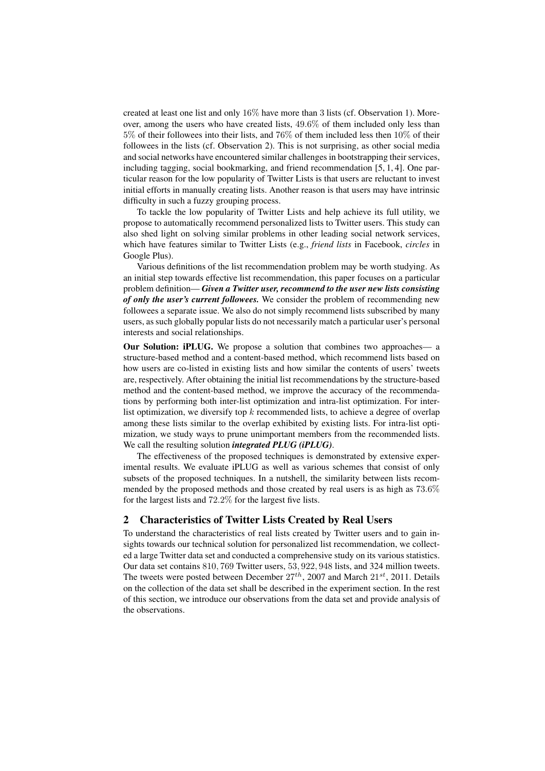created at least one list and only $16\%$ have more than 3 lists (cf. Observation 1). Moreover, among the users who have created lists, $49.6\%$ of them included only less than $5\%$ of their followees into their lists, and $76\%$ of them included less then $10\%$ of their followees in the lists (cf. Observation 2). This is not surprising, as other social media and social networks have encountered similar challenges in bootstrapping their services, including tagging, social bookmarking, and friend recommendation [5, 1, 4]. One particular reason for the low popularity of Twitter Lists is that users are reluctant to invest initial efforts in manually creating lists. Another reason is that users may have intrinsic difficulty in such a fuzzy grouping process.

To tackle the low popularity of Twitter Lists and help achieve its full utility, we propose to automatically recommend personalized lists to Twitter users. This study can also shed light on solving similar problems in other leading social network services, which have features similar to Twitter Lists (e.g., *friend lists* in Facebook, *circles* in Google Plus).

Various definitions of the list recommendation problem may be worth studying. As an initial step towards effective list recommendation, this paper focuses on a particular problem definition— ***Given a Twitter user, recommend to the user new lists consisting of only the user's current followees.*** We consider the problem of recommending new followees a separate issue. We also do not simply recommend lists subscribed by many users, as such globally popular lists do not necessarily match a particular user's personal interests and social relationships.

**Our Solution: iPLUG.** We propose a solution that combines two approaches— a structure-based method and a content-based method, which recommend lists based on how users are co-listed in existing lists and how similar the contents of users' tweets are, respectively. After obtaining the initial list recommendations by the structure-based method and the content-based method, we improve the accuracy of the recommendations by performing both inter-list optimization and intra-list optimization. For inter-list optimization, we diversify top $k$ recommended lists, to achieve a degree of overlap among these lists similar to the overlap exhibited by existing lists. For intra-list optimization, we study ways to prune unimportant members from the recommended lists. We call the resulting solution ***integrated PLUG (iPLUG)***.

The effectiveness of the proposed techniques is demonstrated by extensive experimental results. We evaluate iPLUG as well as various schemes that consist of only subsets of the proposed techniques. In a nutshell, the similarity between lists recommended by the proposed methods and those created by real users is as high as $73.6\%$ for the largest lists and $72.2\%$ for the largest five lists.

## 2 Characteristics of Twitter Lists Created by Real Users

To understand the characteristics of real lists created by Twitter users and to gain insights towards our technical solution for personalized list recommendation, we collected a large Twitter data set and conducted a comprehensive study on its various statistics. Our data set contains $810,769$ Twitter users, $53,922,948$ lists, and 324 million tweets. The tweets were posted between December $27^{th}$, 2007 and March $21^{st}$, 2011. Details on the collection of the data set shall be described in the experiment section. In the rest of this section, we introduce our observations from the data set and provide analysis of the observations.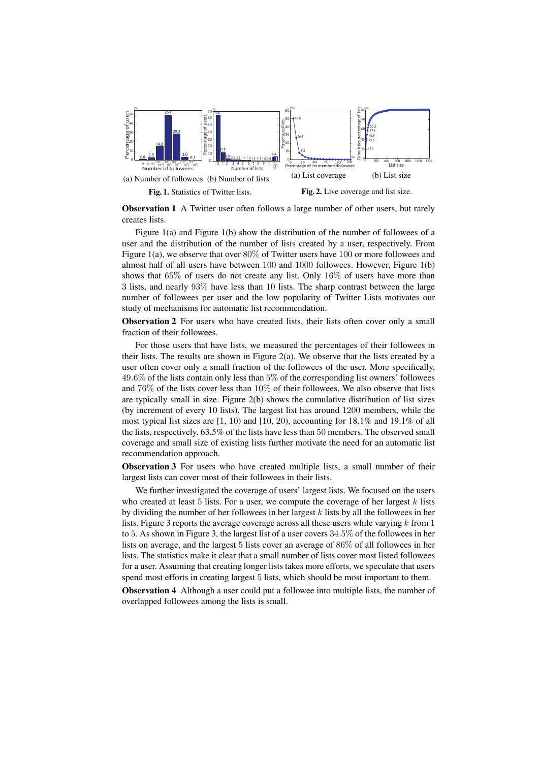(a) Number of followees (b) Number of lists

**Fig. 1.** Statistics of Twitter lists.

(a) List coverage (b) List size

**Fig. 2.** Live coverage and list size.

**Observation 1** A Twitter user often follows a large number of other users, but rarely creates lists.

Figure 1(a) and Figure 1(b) show the distribution of the number of followees of a user and the distribution of the number of lists created by a user, respectively. From Figure 1(a), we observe that over $80\%$ of Twitter users have $100$ or more followees and almost half of all users have between $100$ and $1000$ followees. However, Figure 1(b) shows that $65\%$ of users do not create any list. Only $16\%$ of users have more than $3$ lists, and nearly $93\%$ have less than $10$ lists. The sharp contrast between the large number of followees per user and the low popularity of Twitter Lists motivates our study of mechanisms for automatic list recommendation.

**Observation 2** For users who have created lists, their lists often cover only a small fraction of their followees.

For those users that have lists, we measured the percentages of their followees in their lists. The results are shown in Figure 2(a). We observe that the lists created by a user often cover only a small fraction of the followees of the user. More specifically, $49.6\%$ of the lists contain only less than $5\%$ of the corresponding list owners' followees and $76\%$ of the lists cover less than $10\%$ of their followees. We also observe that lists are typically small in size. Figure 2(b) shows the cumulative distribution of list sizes (by increment of every 10 lists). The largest list has around 1200 members, while the most typical list sizes are [1, 10) and [10, 20), accounting for 18.1% and 19.1% of all the lists, respectively. 63.5% of the lists have less than $50$ members. The observed small coverage and small size of existing lists further motivate the need for an automatic list recommendation approach.

**Observation 3** For users who have created multiple lists, a small number of their largest lists can cover most of their followees in their lists.

We further investigated the coverage of users' largest lists. We focused on the users who created at least 5 lists. For a user, we compute the coverage of her largest $k$ lists by dividing the number of her followees in her largest $k$ lists by all the followees in her lists. Figure 3 reports the average coverage across all these users while varying $k$ from $1$ to $5$. As shown in Figure 3, the largest list of a user covers $34.5\%$ of the followees in her lists on average, and the largest $5$ lists cover an average of $86\%$ of all followees in her lists. The statistics make it clear that a small number of lists cover most listed followees for a user. Assuming that creating longer lists takes more efforts, we speculate that users spend most efforts in creating largest $5$ lists, which should be most important to them.

**Observation 4** Although a user could put a followee into multiple lists, the number of overlapped followees among the lists is small.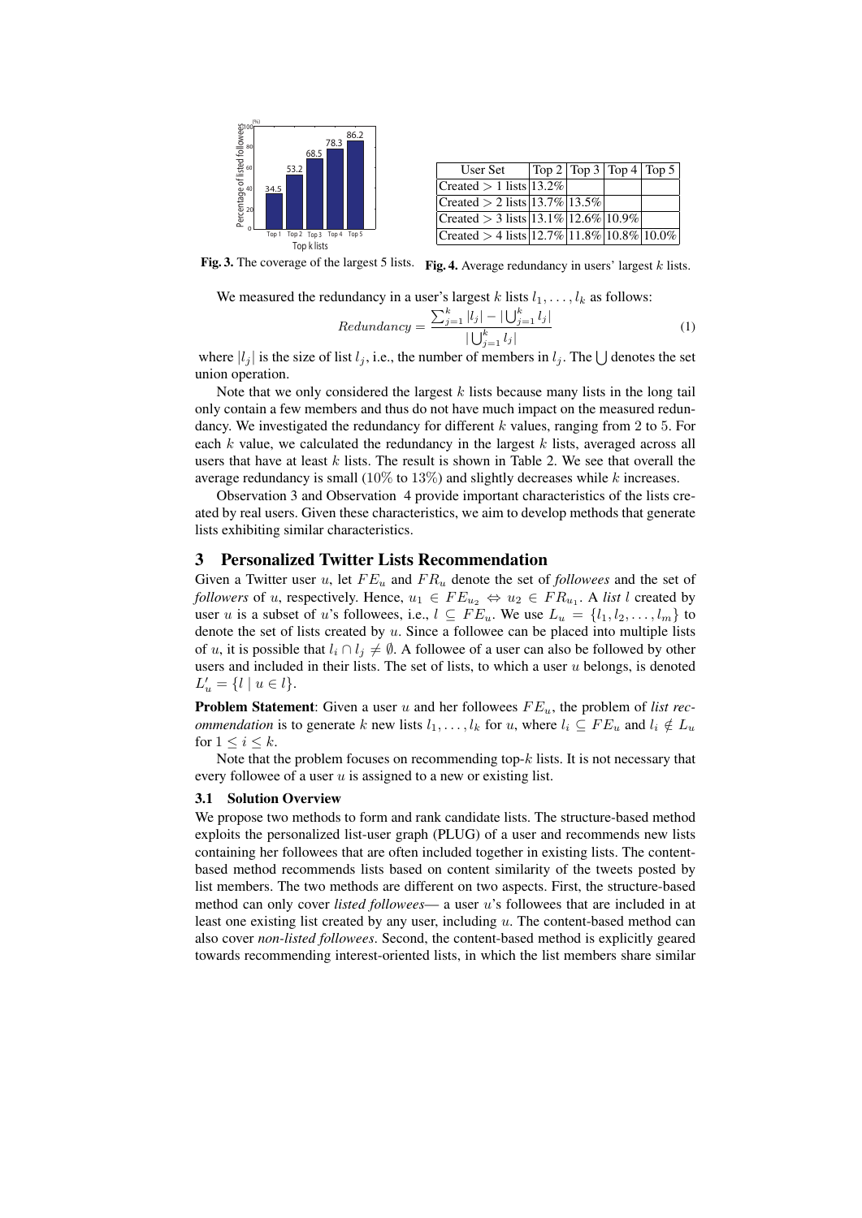| User Set | Top 2 | Top 3 | Top 4 | Top 5 |
|---|---|---|---|---|
| Created > 1 lists | 13.2% | | | |
| Created > 2 lists | 13.7% | 13.5% | | |
| Created > 3 lists | 13.1% | 12.6% | 10.9% | |
| Created > 4 lists | 12.7% | 11.8% | 10.8% | 10.0% |

**Fig. 3.** The coverage of the largest 5 lists. **Fig. 4.** Average redundancy in users' largest $k$ lists.

We measured the redundancy in a user's largest $k$ lists $l_1, \ldots, l_k$ as follows:

$$Redundancy = \frac{\sum_{j=1}^{k} |l_j| - |\bigcup_{j=1}^{k} l_j|}{|\bigcup_{j=1}^{k} l_j|} \quad (1)$$

where $|l_j|$ is the size of list $l_j$, i.e., the number of members in $l_j$. The $\bigcup$ denotes the set union operation.

Note that we only considered the largest $k$ lists because many lists in the long tail only contain a few members and thus do not have much impact on the measured redundancy. We investigated the redundancy for different $k$ values, ranging from 2 to 5. For each $k$ value, we calculated the redundancy in the largest $k$ lists, averaged across all users that have at least $k$ lists. The result is shown in Table 2. We see that overall the average redundancy is small (10% to 13%) and slightly decreases while $k$ increases.

Observation 3 and Observation 4 provide important characteristics of the lists created by real users. Given these characteristics, we aim to develop methods that generate lists exhibiting similar characteristics.

## 3 Personalized Twitter Lists Recommendation

Given a Twitter user $u$, let $FE_u$ and $FR_u$ denote the set of *followees* and the set of *followers* of $u$, respectively. Hence, $u_1 \in FE_{u_2} \Leftrightarrow u_2 \in FR_{u_1}$. A *list* $l$ created by user $u$ is a subset of $u$'s followees, i.e., $l \subseteq FE_u$. We use $L_u = \{l_1, l_2, \ldots, l_m\}$ to denote the set of lists created by $u$. Since a followee can be placed into multiple lists of $u$, it is possible that $l_i \cap l_j \neq \emptyset$. A followee of a user can also be followed by other users and included in their lists. The set of lists, to which a user $u$ belongs, is denoted $L'_u = \{l \mid u \in l\}$.

**Problem Statement**: Given a user $u$ and her followees $FE_u$, the problem of *list recommendation* is to generate $k$ new lists $l_1, \ldots, l_k$ for $u$, where $l_i \subseteq FE_u$ and $l_i \notin L_u$ for $1 \leq i \leq k$.

Note that the problem focuses on recommending top-$k$ lists. It is not necessary that every followee of a user $u$ is assigned to a new or existing list.

### 3.1 Solution Overview

We propose two methods to form and rank candidate lists. The structure-based method exploits the personalized list-user graph (PLUG) of a user and recommends new lists containing her followees that are often included together in existing lists. The content-based method recommends lists based on content similarity of the tweets posted by list members. The two methods are different on two aspects. First, the structure-based method can only cover *listed followees*— a user $u$'s followees that are included in at least one existing list created by any user, including $u$. The content-based method can also cover *non-listed followees*. Second, the content-based method is explicitly geared towards recommending interest-oriented lists, in which the list members share similar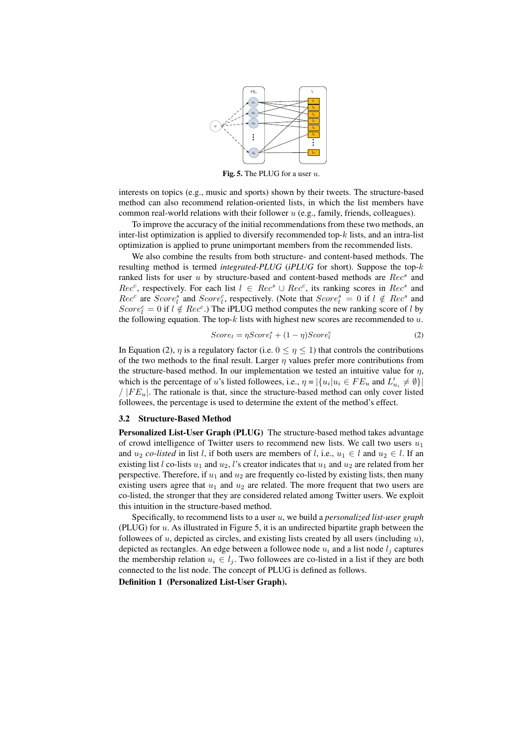**Fig. 5.** The PLUG for a user $u$.

interests on topics (e.g., music and sports) shown by their tweets. The structure-based method can also recommend relation-oriented lists, in which the list members have common real-world relations with their follower $u$ (e.g., family, friends, colleagues).

To improve the accuracy of the initial recommendations from these two methods, an inter-list optimization is applied to diversify recommended top-$k$ lists, and an intra-list optimization is applied to prune unimportant members from the recommended lists.

We also combine the results from both structure- and content-based methods. The resulting method is termed *integrated-PLUG* (*iPLUG* for short). Suppose the top-$k$ ranked lists for user $u$ by structure-based and content-based methods are $Rec^s$ and $Rec^c$, respectively. For each list $l \in Rec^s \cup Rec^c$, its ranking scores in $Rec^s$ and $Rec^c$ are $Score_l^s$ and $Score_l^c$, respectively. (Note that $Score_l^s = 0$ if $l \notin Rec^s$ and $Score_l^c = 0$ if $l \notin Rec^c$.) The iPLUG method computes the new ranking score of $l$ by the following equation. The top-$k$ lists with highest new scores are recommended to $u$.

$$Score_l = \eta Score_l^s + (1 - \eta) Score_l^c \tag{2}$$

In Equation (2), $\eta$ is a regulatory factor (i.e. $0 \leq \eta \leq 1$) that controls the contributions of the two methods to the final result. Larger $\eta$ values prefer more contributions from the structure-based method. In our implementation we tested an intuitive value for $\eta$, which is the percentage of $u$'s listed followees, i.e., $\eta = |\{u_i | u_i \in FE_u \text{ and } L'_{u_i} \neq \emptyset\}| \, / \, |FE_u|$. The rationale is that, since the structure-based method can only cover listed followees, the percentage is used to determine the extent of the method's effect.

### 3.2 Structure-Based Method

**Personalized List-User Graph (PLUG)** The structure-based method takes advantage of crowd intelligence of Twitter users to recommend new lists. We call two users $u_1$ and $u_2$ *co-listed* in list $l$, if both users are members of $l$, i.e., $u_1 \in l$ and $u_2 \in l$. If an existing list $l$ co-lists $u_1$ and $u_2$, $l$'s creator indicates that $u_1$ and $u_2$ are related from her perspective. Therefore, if $u_1$ and $u_2$ are frequently co-listed by existing lists, then many existing users agree that $u_1$ and $u_2$ are related. The more frequent that two users are co-listed, the stronger that they are considered related among Twitter users. We exploit this intuition in the structure-based method.

Specifically, to recommend lists to a user $u$, we build a *personalized list-user graph* (PLUG) for $u$. As illustrated in Figure 5, it is an undirected bipartite graph between the followees of $u$, depicted as circles, and existing lists created by all users (including $u$), depicted as rectangles. An edge between a followee node $u_i$ and a list node $l_j$ captures the membership relation $u_i \in l_j$. Two followees are co-listed in a list if they are both connected to the list node. The concept of PLUG is defined as follows.

**Definition 1 (Personalized List-User Graph).**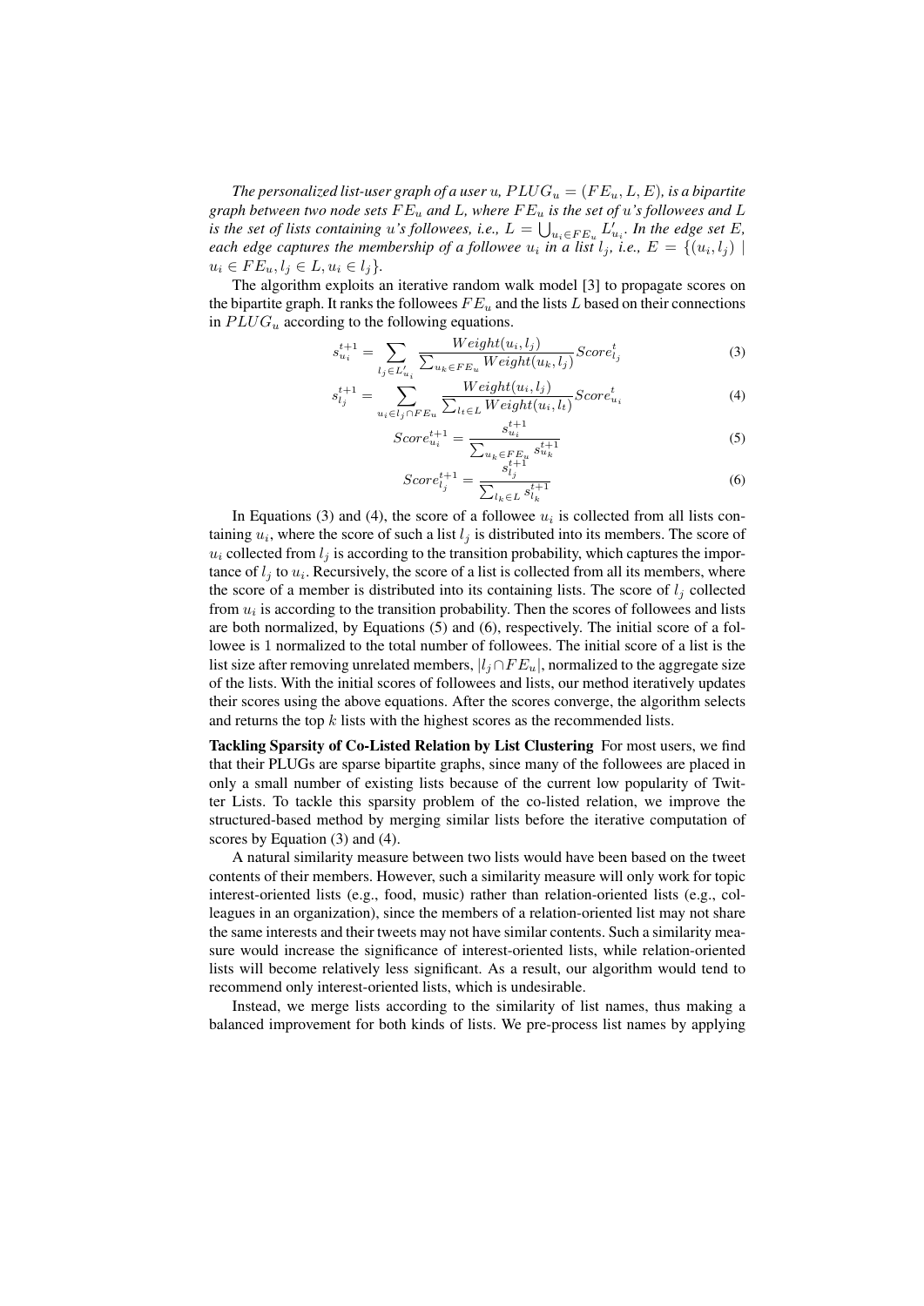*The personalized list-user graph of a user $u$, $PLUG_u = (FE_u, L, E)$, is a bipartite graph between two node sets $FE_u$ and $L$, where $FE_u$ is the set of $u$'s followees and $L$ is the set of lists containing $u$'s followees, i.e., $L = \bigcup_{u_i \in FE_u} L'_{u_i}$. In the edge set $E$, each edge captures the membership of a followee $u_i$ in a list $l_j$, i.e., $E = \{(u_i, l_j) \mid u_i \in FE_u, l_j \in L, u_i \in l_j\}$.*

The algorithm exploits an iterative random walk model [3] to propagate scores on the bipartite graph. It ranks the followees $FE_u$ and the lists $L$ based on their connections in $PLUG_u$ according to the following equations.

$$s_{u_i}^{t+1} = \sum_{l_j \in L'_{u_i}} \frac{Weight(u_i, l_j)}{\sum_{u_k \in FE_u} Weight(u_k, l_j)} Score_{l_j}^{t} \quad (3)$$

$$s_{l_j}^{t+1} = \sum_{u_i \in l_j \cap FE_u} \frac{Weight(u_i, l_j)}{\sum_{l_t \in L} Weight(u_i, l_t)} Score_{u_i}^{t} \quad (4)$$

$$Score_{u_i}^{t+1} = \frac{s_{u_i}^{t+1}}{\sum_{u_k \in FE_u} s_{u_k}^{t+1}} \quad (5)$$

$$Score_{l_j}^{t+1} = \frac{s_{l_j}^{t+1}}{\sum_{l_k \in L} s_{l_k}^{t+1}} \quad (6)$$

In Equations (3) and (4), the score of a followee $u_i$ is collected from all lists containing $u_i$, where the score of such a list $l_j$ is distributed into its members. The score of $u_i$ collected from $l_j$ is according to the transition probability, which captures the importance of $l_j$ to $u_i$. Recursively, the score of a list is collected from all its members, where the score of a member is distributed into its containing lists. The score of $l_j$ collected from $u_i$ is according to the transition probability. Then the scores of followees and lists are both normalized, by Equations (5) and (6), respectively. The initial score of a followee is 1 normalized to the total number of followees. The initial score of a list is the list size after removing unrelated members, $|l_j \cap FE_u|$, normalized to the aggregate size of the lists. With the initial scores of followees and lists, our method iteratively updates their scores using the above equations. After the scores converge, the algorithm selects and returns the top $k$ lists with the highest scores as the recommended lists.

**Tackling Sparsity of Co-Listed Relation by List Clustering** For most users, we find that their PLUGs are sparse bipartite graphs, since many of the followees are placed in only a small number of existing lists because of the current low popularity of Twitter Lists. To tackle this sparsity problem of the co-listed relation, we improve the structured-based method by merging similar lists before the iterative computation of scores by Equation (3) and (4).

A natural similarity measure between two lists would have been based on the tweet contents of their members. However, such a similarity measure will only work for topic interest-oriented lists (e.g., food, music) rather than relation-oriented lists (e.g., colleagues in an organization), since the members of a relation-oriented list may not share the same interests and their tweets may not have similar contents. Such a similarity measure would increase the significance of interest-oriented lists, while relation-oriented lists will become relatively less significant. As a result, our algorithm would tend to recommend only interest-oriented lists, which is undesirable.

Instead, we merge lists according to the similarity of list names, thus making a balanced improvement for both kinds of lists. We pre-process list names by applying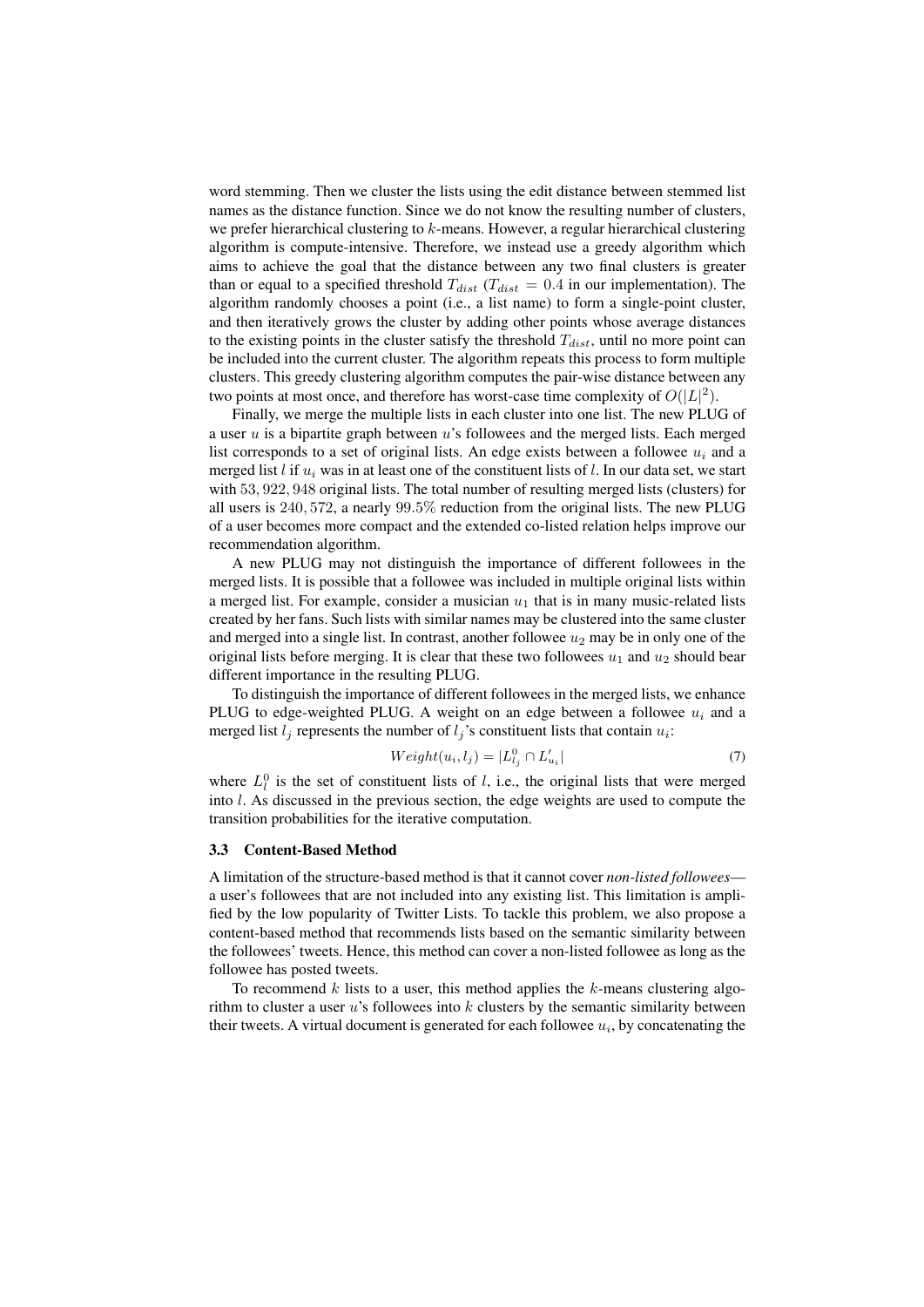word stemming. Then we cluster the lists using the edit distance between stemmed list names as the distance function. Since we do not know the resulting number of clusters, we prefer hierarchical clustering to $k$-means. However, a regular hierarchical clustering algorithm is compute-intensive. Therefore, we instead use a greedy algorithm which aims to achieve the goal that the distance between any two final clusters is greater than or equal to a specified threshold $T_{dist}$ ($T_{dist} = 0.4$ in our implementation). The algorithm randomly chooses a point (i.e., a list name) to form a single-point cluster, and then iteratively grows the cluster by adding other points whose average distances to the existing points in the cluster satisfy the threshold $T_{dist}$, until no more point can be included into the current cluster. The algorithm repeats this process to form multiple clusters. This greedy clustering algorithm computes the pair-wise distance between any two points at most once, and therefore has worst-case time complexity of $O(|L|^2)$.

Finally, we merge the multiple lists in each cluster into one list. The new PLUG of a user $u$ is a bipartite graph between $u$'s followees and the merged lists. Each merged list corresponds to a set of original lists. An edge exists between a followee $u_i$ and a merged list $l$ if $u_i$ was in at least one of the constituent lists of $l$. In our data set, we start with $53,922,948$ original lists. The total number of resulting merged lists (clusters) for all users is $240,572$, a nearly $99.5\%$ reduction from the original lists. The new PLUG of a user becomes more compact and the extended co-listed relation helps improve our recommendation algorithm.

A new PLUG may not distinguish the importance of different followees in the merged lists. It is possible that a followee was included in multiple original lists within a merged list. For example, consider a musician $u_1$ that is in many music-related lists created by her fans. Such lists with similar names may be clustered into the same cluster and merged into a single list. In contrast, another followee $u_2$ may be in only one of the original lists before merging. It is clear that these two followees $u_1$ and $u_2$ should bear different importance in the resulting PLUG.

To distinguish the importance of different followees in the merged lists, we enhance PLUG to edge-weighted PLUG. A weight on an edge between a followee $u_i$ and a merged list $l_j$ represents the number of $l_j$'s constituent lists that contain $u_i$:

$$Weight(u_i, l_j) = |L_{l_j}^0 \cap L'_{u_i}| \tag{7}$$

where $L_l^0$ is the set of constituent lists of $l$, i.e., the original lists that were merged into $l$. As discussed in the previous section, the edge weights are used to compute the transition probabilities for the iterative computation.

### 3.3 Content-Based Method

A limitation of the structure-based method is that it cannot cover *non-listed followees*—a user's followees that are not included into any existing list. This limitation is amplified by the low popularity of Twitter Lists. To tackle this problem, we also propose a content-based method that recommends lists based on the semantic similarity between the followees' tweets. Hence, this method can cover a non-listed followee as long as the followee has posted tweets.

To recommend $k$ lists to a user, this method applies the $k$-means clustering algorithm to cluster a user $u$'s followees into $k$ clusters by the semantic similarity between their tweets. A virtual document is generated for each followee $u_i$, by concatenating the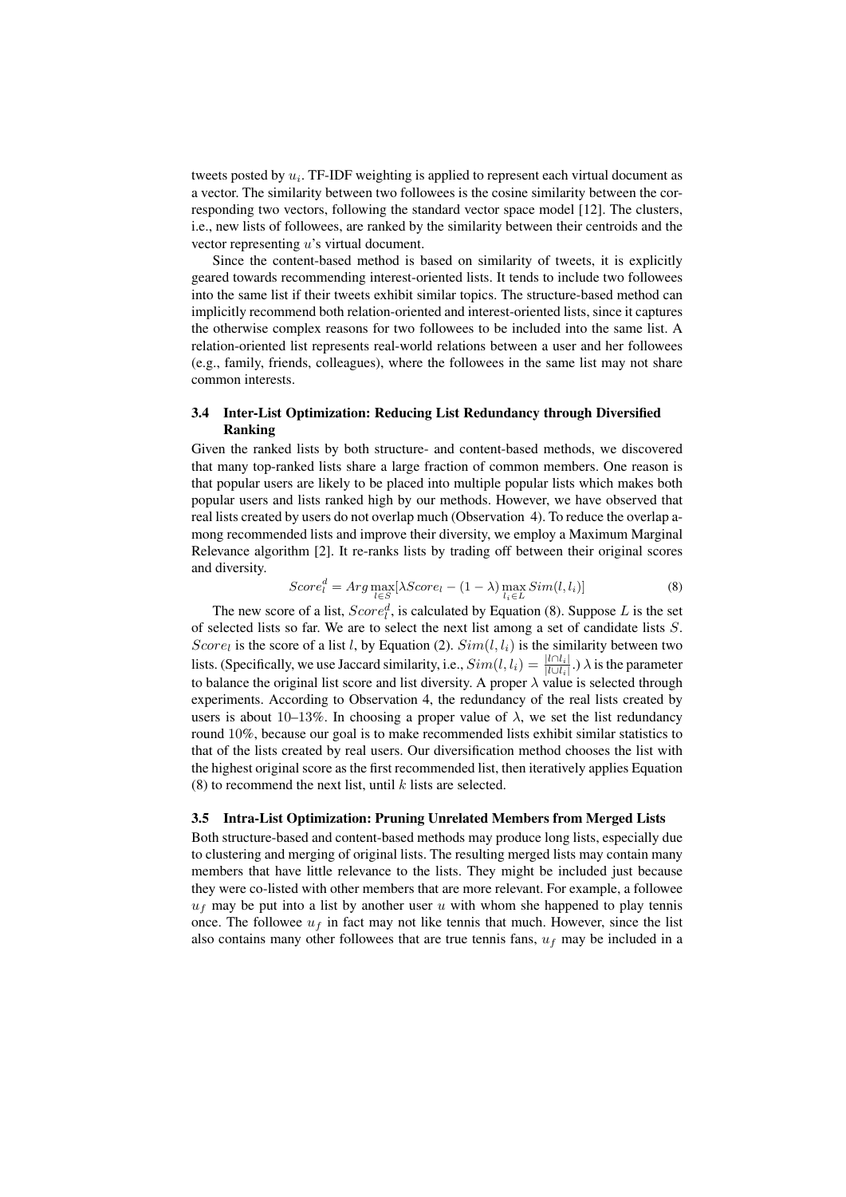tweets posted by $u_i$. TF-IDF weighting is applied to represent each virtual document as a vector. The similarity between two followees is the cosine similarity between the corresponding two vectors, following the standard vector space model [12]. The clusters, i.e., new lists of followees, are ranked by the similarity between their centroids and the vector representing $u$'s virtual document.

Since the content-based method is based on similarity of tweets, it is explicitly geared towards recommending interest-oriented lists. It tends to include two followees into the same list if their tweets exhibit similar topics. The structure-based method can implicitly recommend both relation-oriented and interest-oriented lists, since it captures the otherwise complex reasons for two followees to be included into the same list. A relation-oriented list represents real-world relations between a user and her followees (e.g., family, friends, colleagues), where the followees in the same list may not share common interests.

### 3.4 Inter-List Optimization: Reducing List Redundancy through Diversified Ranking

Given the ranked lists by both structure- and content-based methods, we discovered that many top-ranked lists share a large fraction of common members. One reason is that popular users are likely to be placed into multiple popular lists which makes both popular users and lists ranked high by our methods. However, we have observed that real lists created by users do not overlap much (Observation 4). To reduce the overlap among recommended lists and improve their diversity, we employ a Maximum Marginal Relevance algorithm [2]. It re-ranks lists by trading off between their original scores and diversity.

$$Score_l^d = Arg \max_{l \in S} [\lambda Score_l - (1 - \lambda) \max_{l_i \in L} Sim(l, l_i)] \tag{8}$$

The new score of a list, $Score_l^d$, is calculated by Equation (8). Suppose $L$ is the set of selected lists so far. We are to select the next list among a set of candidate lists $S$. $Score_l$ is the score of a list $l$, by Equation (2). $Sim(l, l_i)$ is the similarity between two lists. (Specifically, we use Jaccard similarity, i.e., $Sim(l, l_i) = \frac{|l \cap l_i|}{|l \cup l_i|}$.) $\lambda$ is the parameter to balance the original list score and list diversity. A proper $\lambda$ value is selected through experiments. According to Observation 4, the redundancy of the real lists created by users is about 10–13%. In choosing a proper value of $\lambda$, we set the list redundancy round 10%, because our goal is to make recommended lists exhibit similar statistics to that of the lists created by real users. Our diversification method chooses the list with the highest original score as the first recommended list, then iteratively applies Equation (8) to recommend the next list, until $k$ lists are selected.

### 3.5 Intra-List Optimization: Pruning Unrelated Members from Merged Lists

Both structure-based and content-based methods may produce long lists, especially due to clustering and merging of original lists. The resulting merged lists may contain many members that have little relevance to the lists. They might be included just because they were co-listed with other members that are more relevant. For example, a followee $u_f$ may be put into a list by another user $u$ with whom she happened to play tennis once. The followee $u_f$ in fact may not like tennis that much. However, since the list also contains many other followees that are true tennis fans, $u_f$ may be included in a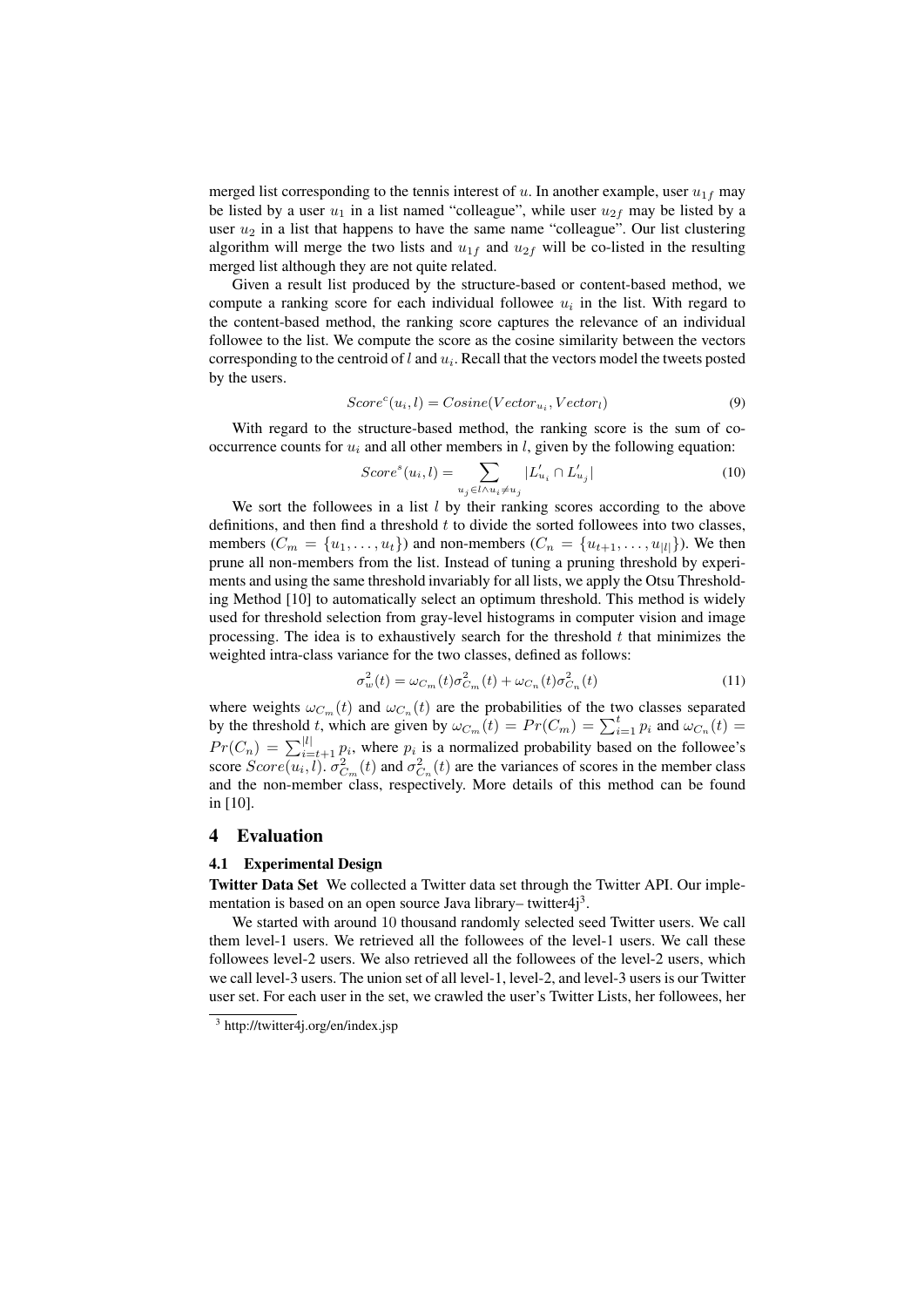merged list corresponding to the tennis interest of $u$. In another example, user $u_{1f}$ may be listed by a user $u_1$ in a list named "colleague", while user $u_{2f}$ may be listed by a user $u_2$ in a list that happens to have the same name "colleague". Our list clustering algorithm will merge the two lists and $u_{1f}$ and $u_{2f}$ will be co-listed in the resulting merged list although they are not quite related.

Given a result list produced by the structure-based or content-based method, we compute a ranking score for each individual followee $u_i$ in the list. With regard to the content-based method, the ranking score captures the relevance of an individual followee to the list. We compute the score as the cosine similarity between the vectors corresponding to the centroid of $l$ and $u_i$. Recall that the vectors model the tweets posted by the users.

$$Score^c(u_i, l) = Cosine(Vector_{u_i}, Vector_l) \tag{9}$$

With regard to the structure-based method, the ranking score is the sum of co-occurrence counts for $u_i$ and all other members in $l$, given by the following equation:

$$Score^s(u_i, l) = \sum_{u_j \in l \wedge u_i \neq u_j} |L'_{u_i} \cap L'_{u_j}| \tag{10}$$

We sort the followees in a list $l$ by their ranking scores according to the above definitions, and then find a threshold $t$ to divide the sorted followees into two classes, members ($C_m = \{u_1, \ldots, u_t\}$) and non-members ($C_n = \{u_{t+1}, \ldots, u_{|l|}\}$). We then prune all non-members from the list. Instead of tuning a pruning threshold by experiments and using the same threshold invariably for all lists, we apply the Otsu Thresholding Method [10] to automatically select an optimum threshold. This method is widely used for threshold selection from gray-level histograms in computer vision and image processing. The idea is to exhaustively search for the threshold $t$ that minimizes the weighted intra-class variance for the two classes, defined as follows:

$$\sigma_w^2(t) = \omega_{C_m}(t)\sigma_{C_m}^2(t) + \omega_{C_n}(t)\sigma_{C_n}^2(t) \tag{11}$$

where weights $\omega_{C_m}(t)$ and $\omega_{C_n}(t)$ are the probabilities of the two classes separated by the threshold $t$, which are given by $\omega_{C_m}(t) = Pr(C_m) = \sum_{i=1}^{t} p_i$ and $\omega_{C_n}(t) = Pr(C_n) = \sum_{i=t+1}^{|l|} p_i$, where $p_i$ is a normalized probability based on the followee's score $Score(u_i, l)$. $\sigma_{C_m}^2(t)$ and $\sigma_{C_n}^2(t)$ are the variances of scores in the member class and the non-member class, respectively. More details of this method can be found in [10].

## 4 Evaluation

### 4.1 Experimental Design

**Twitter Data Set** We collected a Twitter data set through the Twitter API. Our implementation is based on an open source Java library– twitter4j[3].

We started with around 10 thousand randomly selected seed Twitter users. We call them level-1 users. We retrieved all the followees of the level-1 users. We call these followees level-2 users. We also retrieved all the followees of the level-2 users, which we call level-3 users. The union set of all level-1, level-2, and level-3 users is our Twitter user set. For each user in the set, we crawled the user's Twitter Lists, her followees, her

[3] http://twitter4j.org/en/index.jsp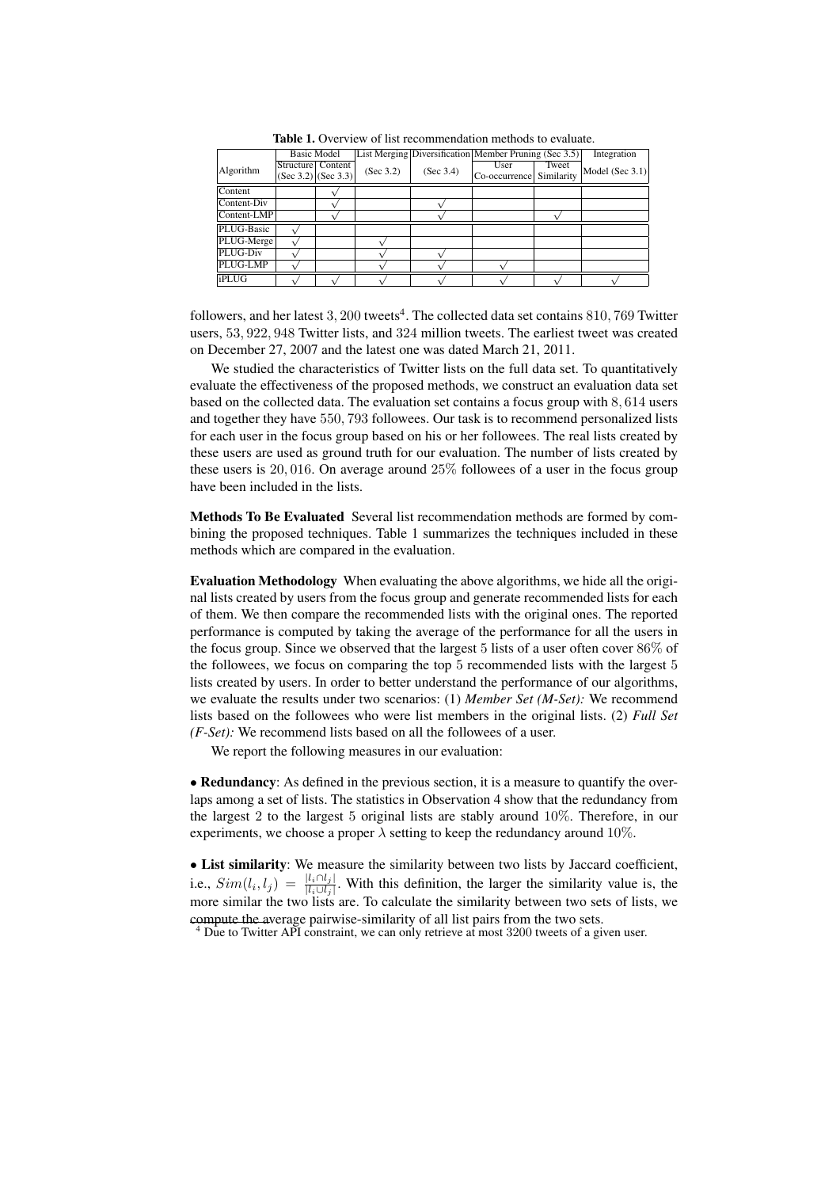**Table 1.** Overview of list recommendation methods to evaluate.

| Algorithm | Basic Model | | List Merging | Diversification | Member Pruning (Sec 3.5) | | Integration |
|---|---|---|---|---|---|---|---|
| | Structure (Sec 3.2) | Content (Sec 3.3) | (Sec 3.2) | (Sec 3.4) | User Co-occurrence | Tweet Similarity | Model (Sec 3.1) |
| Content | | √ | | | | | |
| Content-Div | | √ | | √ | | | |
| Content-LMP | | √ | | √ | | √ | |
| PLUG-Basic | √ | | | | | | |
| PLUG-Merge | √ | | √ | | | | |
| PLUG-Div | √ | | √ | √ | | | |
| PLUG-LMP | √ | | √ | √ | √ | | |
| iPLUG | √ | √ | √ | √ | √ | √ | √ |

followers, and her latest 3,200 tweets[4]. The collected data set contains 810,769 Twitter users, 53,922,948 Twitter lists, and 324 million tweets. The earliest tweet was created on December 27, 2007 and the latest one was dated March 21, 2011.

We studied the characteristics of Twitter lists on the full data set. To quantitatively evaluate the effectiveness of the proposed methods, we construct an evaluation data set based on the collected data. The evaluation set contains a focus group with 8,614 users and together they have 550,793 followees. Our task is to recommend personalized lists for each user in the focus group based on his or her followees. The real lists created by these users are used as ground truth for our evaluation. The number of lists created by these users is 20,016. On average around 25% followees of a user in the focus group have been included in the lists.

**Methods To Be Evaluated** Several list recommendation methods are formed by combining the proposed techniques. Table 1 summarizes the techniques included in these methods which are compared in the evaluation.

**Evaluation Methodology** When evaluating the above algorithms, we hide all the original lists created by users from the focus group and generate recommended lists for each of them. We then compare the recommended lists with the original ones. The reported performance is computed by taking the average of the performance for all the users in the focus group. Since we observed that the largest 5 lists of a user often cover 86% of the followees, we focus on comparing the top 5 recommended lists with the largest 5 lists created by users. In order to better understand the performance of our algorithms, we evaluate the results under two scenarios: (1) *Member Set (M-Set):* We recommend lists based on the followees who were list members in the original lists. (2) *Full Set (F-Set):* We recommend lists based on all the followees of a user.

We report the following measures in our evaluation:

• **Redundancy**: As defined in the previous section, it is a measure to quantify the overlaps among a set of lists. The statistics in Observation 4 show that the redundancy from the largest 2 to the largest 5 original lists are stably around 10%. Therefore, in our experiments, we choose a proper $\lambda$ setting to keep the redundancy around 10%.

• **List similarity**: We measure the similarity between two lists by Jaccard coefficient, i.e., $Sim(l_i, l_j) = \frac{|l_i \cap l_j|}{|l_i \cup l_j|}$. With this definition, the larger the similarity value is, the more similar the two lists are. To calculate the similarity between two sets of lists, we compute the average pairwise-similarity of all list pairs from the two sets.

[4] Due to Twitter API constraint, we can only retrieve at most 3200 tweets of a given user.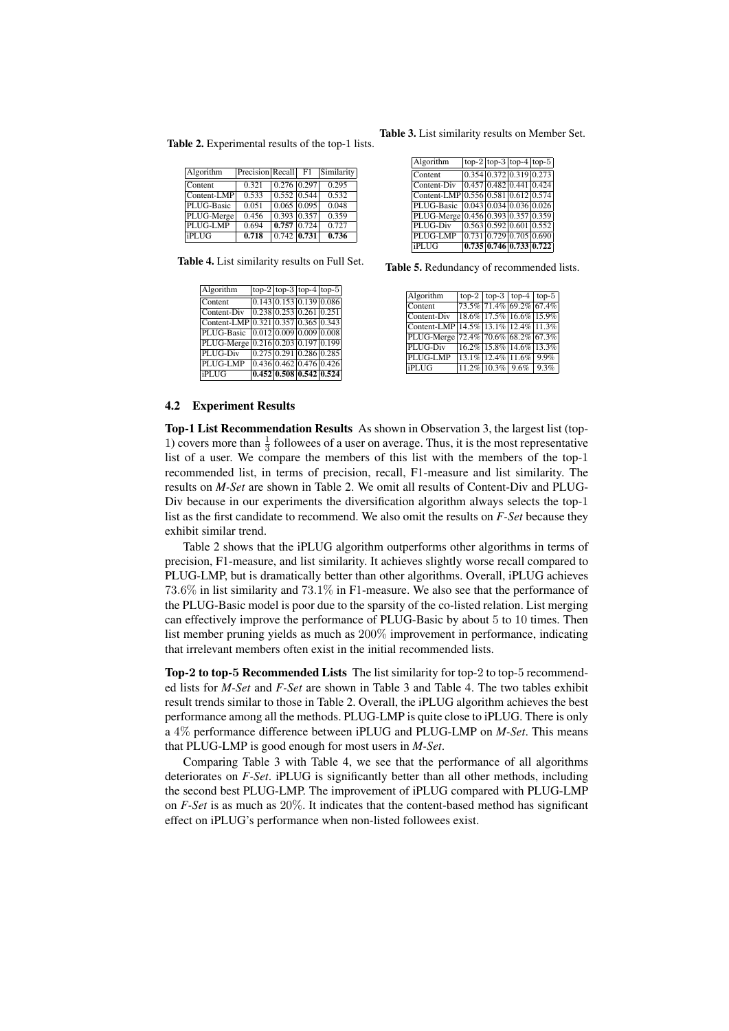Table 2. Experimental results of the top-1 lists.

| Algorithm | Precision | Recall | F1 | Similarity |
|---|---|---|---|---|
| Content | 0.321 | 0.276 | 0.297 | 0.295 |
| Content-LMP | 0.533 | 0.552 | 0.544 | 0.532 |
| PLUG-Basic | 0.051 | 0.065 | 0.095 | 0.048 |
| PLUG-Merge | 0.456 | 0.393 | 0.357 | 0.359 |
| PLUG-LMP | 0.694 | **0.757** | 0.724 | 0.727 |
| iPLUG | **0.718** | 0.742 | **0.731** | **0.736** |

Table 3. List similarity results on Member Set.

| Algorithm | top-2 | top-3 | top-4 | top-5 |
|---|---|---|---|---|
| Content | 0.354 | 0.372 | 0.319 | 0.273 |
| Content-Div | 0.457 | 0.482 | 0.441 | 0.424 |
| Content-LMP | 0.556 | 0.581 | 0.612 | 0.574 |
| PLUG-Basic | 0.043 | 0.034 | 0.036 | 0.026 |
| PLUG-Merge | 0.456 | 0.393 | 0.357 | 0.359 |
| PLUG-Div | 0.563 | 0.592 | 0.601 | 0.552 |
| PLUG-LMP | 0.731 | 0.729 | 0.705 | 0.690 |
| iPLUG | **0.735** | **0.746** | **0.733** | **0.722** |

Table 4. List similarity results on Full Set.

| Algorithm | top-2 | top-3 | top-4 | top-5 |
|---|---|---|---|---|
| Content | 0.143 | 0.153 | 0.139 | 0.086 |
| Content-Div | 0.238 | 0.253 | 0.261 | 0.251 |
| Content-LMP | 0.321 | 0.357 | 0.365 | 0.343 |
| PLUG-Basic | 0.012 | 0.009 | 0.009 | 0.008 |
| PLUG-Merge | 0.216 | 0.203 | 0.197 | 0.199 |
| PLUG-Div | 0.275 | 0.291 | 0.286 | 0.285 |
| PLUG-LMP | 0.436 | 0.462 | 0.476 | 0.426 |
| iPLUG | **0.452** | **0.508** | **0.542** | **0.524** |

Table 5. Redundancy of recommended lists.

| Algorithm | top-2 | top-3 | top-4 | top-5 |
|---|---|---|---|---|
| Content | 73.5% | 71.4% | 69.2% | 67.4% |
| Content-Div | 18.6% | 17.5% | 16.6% | 15.9% |
| Content-LMP | 14.5% | 13.1% | 12.4% | 11.3% |
| PLUG-Merge | 72.4% | 70.6% | 68.2% | 67.3% |
| PLUG-Div | 16.2% | 15.8% | 14.6% | 13.3% |
| PLUG-LMP | 13.1% | 12.4% | 11.6% | 9.9% |
| iPLUG | 11.2% | 10.3% | 9.6% | 9.3% |

### 4.2 Experiment Results

**Top-1 List Recommendation Results** As shown in Observation 3, the largest list (top-1) covers more than $\frac{1}{3}$ followees of a user on average. Thus, it is the most representative list of a user. We compare the members of this list with the members of the top-1 recommended list, in terms of precision, recall, F1-measure and list similarity. The results on *M-Set* are shown in Table 2. We omit all results of Content-Div and PLUG-Div because in our experiments the diversification algorithm always selects the top-1 list as the first candidate to recommend. We also omit the results on *F-Set* because they exhibit similar trend.

Table 2 shows that the iPLUG algorithm outperforms other algorithms in terms of precision, F1-measure, and list similarity. It achieves slightly worse recall compared to PLUG-LMP, but is dramatically better than other algorithms. Overall, iPLUG achieves $73.6\%$ in list similarity and $73.1\%$ in F1-measure. We also see that the performance of the PLUG-Basic model is poor due to the sparsity of the co-listed relation. List merging can effectively improve the performance of PLUG-Basic by about $5$ to $10$ times. Then list member pruning yields as much as $200\%$ improvement in performance, indicating that irrelevant members often exist in the initial recommended lists.

**Top-2 to top-5 Recommended Lists** The list similarity for top-2 to top-5 recommended lists for *M-Set* and *F-Set* are shown in Table 3 and Table 4. The two tables exhibit result trends similar to those in Table 2. Overall, the iPLUG algorithm achieves the best performance among all the methods. PLUG-LMP is quite close to iPLUG. There is only a $4\%$ performance difference between iPLUG and PLUG-LMP on *M-Set*. This means that PLUG-LMP is good enough for most users in *M-Set*.

Comparing Table 3 with Table 4, we see that the performance of all algorithms deteriorates on *F-Set*. iPLUG is significantly better than all other methods, including the second best PLUG-LMP. The improvement of iPLUG compared with PLUG-LMP on *F-Set* is as much as $20\%$. It indicates that the content-based method has significant effect on iPLUG's performance when non-listed followees exist.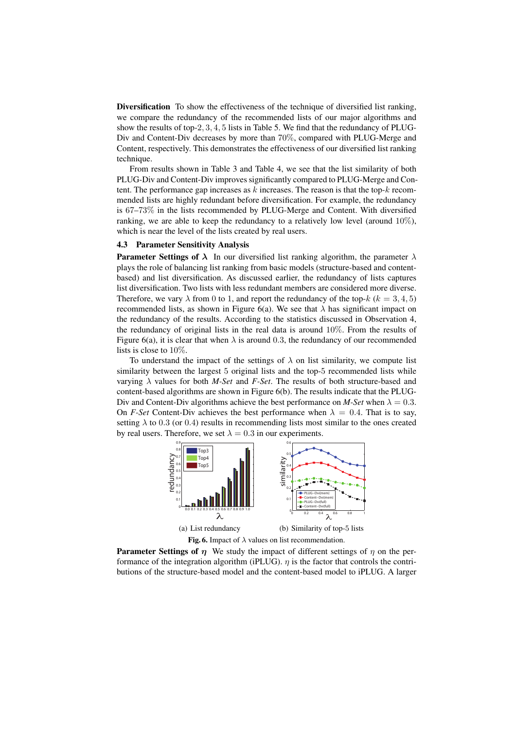**Diversification** To show the effectiveness of the technique of diversified list ranking, we compare the redundancy of the recommended lists of our major algorithms and show the results of top-$2, 3, 4, 5$ lists in Table 5. We find that the redundancy of PLUG-Div and Content-Div decreases by more than $70\%$, compared with PLUG-Merge and Content, respectively. This demonstrates the effectiveness of our diversified list ranking technique.

From results shown in Table 3 and Table 4, we see that the list similarity of both PLUG-Div and Content-Div improves significantly compared to PLUG-Merge and Content. The performance gap increases as $k$ increases. The reason is that the top-$k$ recommended lists are highly redundant before diversification. For example, the redundancy is 67–$73\%$ in the lists recommended by PLUG-Merge and Content. With diversified ranking, we are able to keep the redundancy to a relatively low level (around $10\%$), which is near the level of the lists created by real users.

### 4.3 Parameter Sensitivity Analysis

**Parameter Settings of $\lambda$** In our diversified list ranking algorithm, the parameter $\lambda$ plays the role of balancing list ranking from basic models (structure-based and content-based) and list diversification. As discussed earlier, the redundancy of lists captures list diversification. Two lists with less redundant members are considered more diverse. Therefore, we vary $\lambda$ from $0$ to $1$, and report the redundancy of the top-$k$ ($k = 3, 4, 5$) recommended lists, as shown in Figure 6(a). We see that $\lambda$ has significant impact on the redundancy of the results. According to the statistics discussed in Observation 4, the redundancy of original lists in the real data is around $10\%$. From the results of Figure 6(a), it is clear that when $\lambda$ is around $0.3$, the redundancy of our recommended lists is close to $10\%$.

To understand the impact of the settings of $\lambda$ on list similarity, we compute list similarity between the largest $5$ original lists and the top-$5$ recommended lists while varying $\lambda$ values for both *M-Set* and *F-Set*. The results of both structure-based and content-based algorithms are shown in Figure 6(b). The results indicate that the PLUG-Div and Content-Div algorithms achieve the best performance on *M-Set* when $\lambda = 0.3$. On *F-Set* Content-Div achieves the best performance when $\lambda = 0.4$. That is to say, setting $\lambda$ to $0.3$ (or $0.4$) results in recommending lists most similar to the ones created by real users. Therefore, we set $\lambda = 0.3$ in our experiments.

(a) List redundancy (b) Similarity of top-5 lists

**Fig. 6.** Impact of $\lambda$ values on list recommendation.

**Parameter Settings of $\eta$** We study the impact of different settings of $\eta$ on the performance of the integration algorithm (iPLUG). $\eta$ is the factor that controls the contributions of the structure-based model and the content-based model to iPLUG. A larger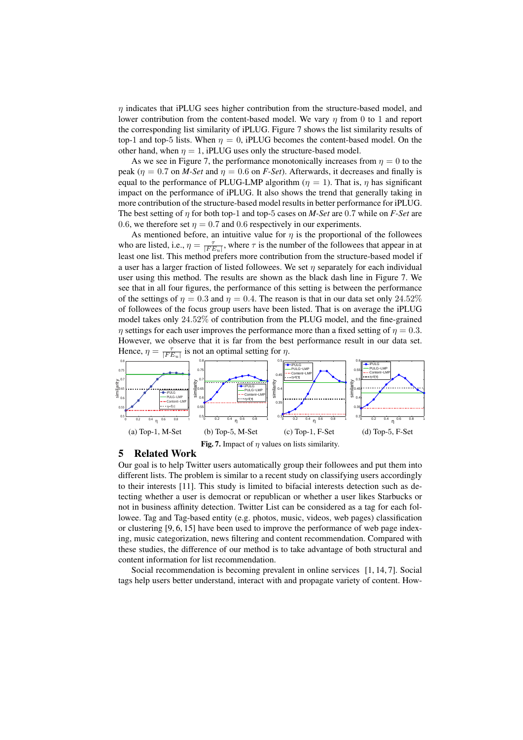$\eta$ indicates that iPLUG sees higher contribution from the structure-based model, and lower contribution from the content-based model. We vary $\eta$ from 0 to 1 and report the corresponding list similarity of iPLUG. Figure 7 shows the list similarity results of top-1 and top-5 lists. When $\eta = 0$, iPLUG becomes the content-based model. On the other hand, when $\eta = 1$, iPLUG uses only the structure-based model.

As we see in Figure 7, the performance monotonically increases from $\eta = 0$ to the peak ($\eta = 0.7$ on *M-Set* and $\eta = 0.6$ on *F-Set*). Afterwards, it decreases and finally is equal to the performance of PLUG-LMP algorithm ($\eta = 1$). That is, $\eta$ has significant impact on the performance of iPLUG. It also shows the trend that generally taking in more contribution of the structure-based model results in better performance for iPLUG. The best setting of $\eta$ for both top-1 and top-5 cases on *M-Set* are 0.7 while on *F-Set* are 0.6, we therefore set $\eta = 0.7$ and 0.6 respectively in our experiments.

As mentioned before, an intuitive value for $\eta$ is the proportional of the followees who are listed, i.e., $\eta = \frac{\tau}{|FE_u|}$, where $\tau$ is the number of the followees that appear in at least one list. This method prefers more contribution from the structure-based model if a user has a larger fraction of listed followees. We set $\eta$ separately for each individual user using this method. The results are shown as the black dash line in Figure 7. We see that in all four figures, the performance of this setting is between the performance of the settings of $\eta = 0.3$ and $\eta = 0.4$. The reason is that in our data set only 24.52% of followees of the focus group users have been listed. That is on average the iPLUG model takes only 24.52% of contribution from the PLUG model, and the fine-grained $\eta$ settings for each user improves the performance more than a fixed setting of $\eta = 0.3$. However, we observe that it is far from the best performance result in our data set. Hence, $\eta = \frac{\tau}{|FE_u|}$ is not an optimal setting for $\eta$.

(a) Top-1, M-Set (b) Top-5, M-Set (c) Top-1, F-Set (d) Top-5, F-Set

**Fig. 7.** Impact of $\eta$ values on lists similarity.

## 5 Related Work

Our goal is to help Twitter users automatically group their followees and put them into different lists. The problem is similar to a recent study on classifying users accordingly to their interests [11]. This study is limited to bifacial interests detection such as detecting whether a user is democrat or republican or whether a user likes Starbucks or not in business affinity detection. Twitter List can be considered as a tag for each followee. Tag and Tag-based entity (e.g. photos, music, videos, web pages) classification or clustering [9, 6, 15] have been used to improve the performance of web page indexing, music categorization, news filtering and content recommendation. Compared with these studies, the difference of our method is to take advantage of both structural and content information for list recommendation.

Social recommendation is becoming prevalent in online services [1, 14, 7]. Social tags help users better understand, interact with and propagate variety of content. How-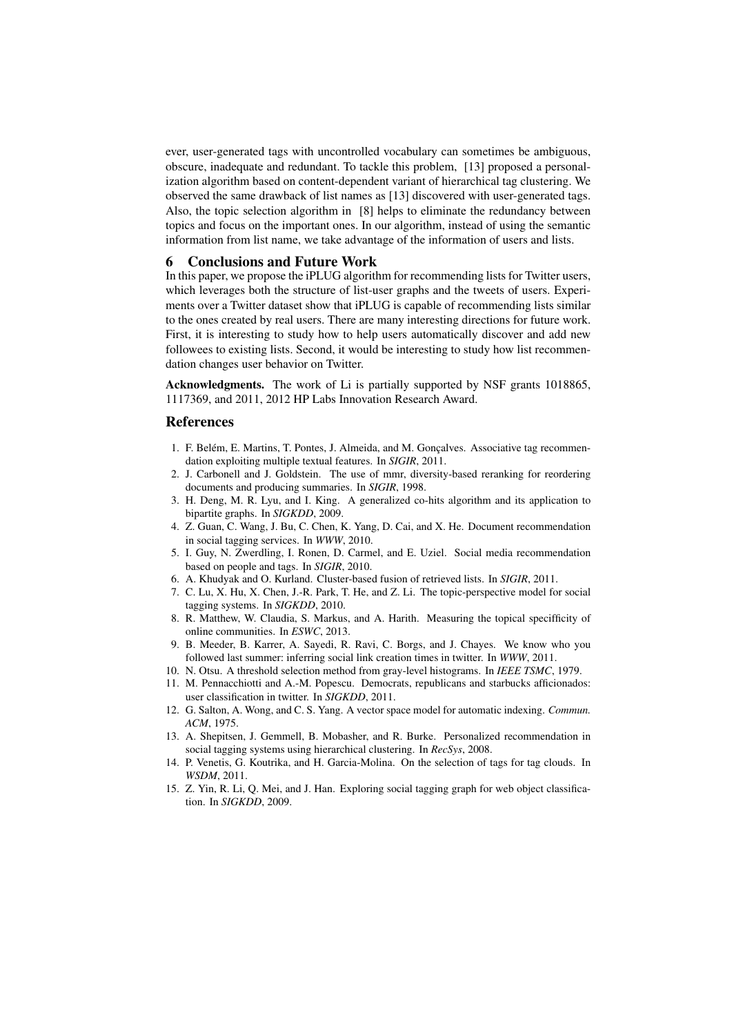ever, user-generated tags with uncontrolled vocabulary can sometimes be ambiguous, obscure, inadequate and redundant. To tackle this problem, [13] proposed a personalization algorithm based on content-dependent variant of hierarchical tag clustering. We observed the same drawback of list names as [13] discovered with user-generated tags. Also, the topic selection algorithm in [8] helps to eliminate the redundancy between topics and focus on the important ones. In our algorithm, instead of using the semantic information from list name, we take advantage of the information of users and lists.

## 6 Conclusions and Future Work

In this paper, we propose the iPLUG algorithm for recommending lists for Twitter users, which leverages both the structure of list-user graphs and the tweets of users. Experiments over a Twitter dataset show that iPLUG is capable of recommending lists similar to the ones created by real users. There are many interesting directions for future work. First, it is interesting to study how to help users automatically discover and add new followees to existing lists. Second, it would be interesting to study how list recommendation changes user behavior on Twitter.

**Acknowledgments.** The work of Li is partially supported by NSF grants 1018865, 1117369, and 2011, 2012 HP Labs Innovation Research Award.

## References

1. F. Belém, E. Martins, T. Pontes, J. Almeida, and M. Gonçalves. Associative tag recommendation exploiting multiple textual features. In *SIGIR*, 2011.
2. J. Carbonell and J. Goldstein. The use of mmr, diversity-based reranking for reordering documents and producing summaries. In *SIGIR*, 1998.
3. H. Deng, M. R. Lyu, and I. King. A generalized co-hits algorithm and its application to bipartite graphs. In *SIGKDD*, 2009.
4. Z. Guan, C. Wang, J. Bu, C. Chen, K. Yang, D. Cai, and X. He. Document recommendation in social tagging services. In *WWW*, 2010.
5. I. Guy, N. Zwerdling, I. Ronen, D. Carmel, and E. Uziel. Social media recommendation based on people and tags. In *SIGIR*, 2010.
6. A. Khudyak and O. Kurland. Cluster-based fusion of retrieved lists. In *SIGIR*, 2011.
7. C. Lu, X. Hu, X. Chen, J.-R. Park, T. He, and Z. Li. The topic-perspective model for social tagging systems. In *SIGKDD*, 2010.
8. R. Matthew, W. Claudia, S. Markus, and A. Harith. Measuring the topical specifficity of online communities. In *ESWC*, 2013.
9. B. Meeder, B. Karrer, A. Sayedi, R. Ravi, C. Borgs, and J. Chayes. We know who you followed last summer: inferring social link creation times in twitter. In *WWW*, 2011.
10. N. Otsu. A threshold selection method from gray-level histograms. In *IEEE TSMC*, 1979.
11. M. Pennacchiotti and A.-M. Popescu. Democrats, republicans and starbucks afficionados: user classification in twitter. In *SIGKDD*, 2011.
12. G. Salton, A. Wong, and C. S. Yang. A vector space model for automatic indexing. *Commun. ACM*, 1975.
13. A. Shepitsen, J. Gemmell, B. Mobasher, and R. Burke. Personalized recommendation in social tagging systems using hierarchical clustering. In *RecSys*, 2008.
14. P. Venetis, G. Koutrika, and H. Garcia-Molina. On the selection of tags for tag clouds. In *WSDM*, 2011.
15. Z. Yin, R. Li, Q. Mei, and J. Han. Exploring social tagging graph for web object classification. In *SIGKDD*, 2009.